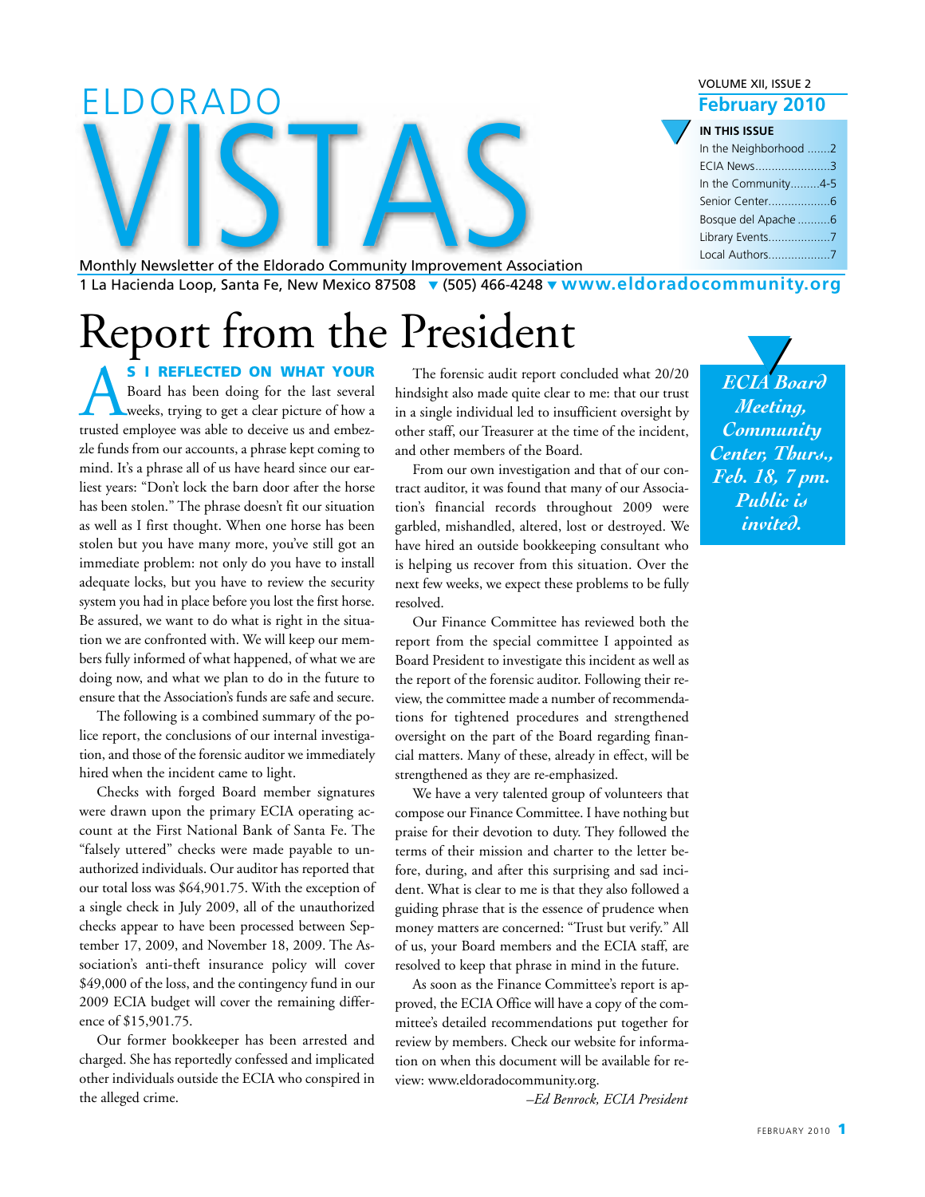# ELDORADO VISTAS

Monthly Newsletter of the Eldorado Community Improvement Association

1 La Hacienda Loop, Santa Fe, New Mexico 87508 ▼ (505) 466-4248 ▼ www.eldoradocommunity.org

VOLUME XII, ISSUE 2

**February 2010**

**IN THIS ISSUE**

In the Neighborhood .......2
ECIA News.......................3
In the Community.........4-5
Senior Center..................6
Bosque del Apache ..........6
Library Events..................7
Local Authors...................7

# Report from the President

**AS I REFLECTED ON WHAT YOUR** Board has been doing for the last several weeks, trying to get a clear picture of how a trusted employee was able to deceive us and embezzle funds from our accounts, a phrase kept coming to mind. It's a phrase all of us have heard since our earliest years: "Don't lock the barn door after the horse has been stolen." The phrase doesn't fit our situation as well as I first thought. When one horse has been stolen but you have many more, you've still got an immediate problem: not only do you have to install adequate locks, but you have to review the security system you had in place before you lost the first horse. Be assured, we want to do what is right in the situation we are confronted with. We will keep our members fully informed of what happened, of what we are doing now, and what we plan to do in the future to ensure that the Association's funds are safe and secure.

The following is a combined summary of the police report, the conclusions of our internal investigation, and those of the forensic auditor we immediately hired when the incident came to light.

Checks with forged Board member signatures were drawn upon the primary ECIA operating account at the First National Bank of Santa Fe. The "falsely uttered" checks were made payable to unauthorized individuals. Our auditor has reported that our total loss was $64,901.75. With the exception of a single check in July 2009, all of the unauthorized checks appear to have been processed between September 17, 2009, and November 18, 2009. The Association's anti-theft insurance policy will cover $49,000 of the loss, and the contingency fund in our 2009 ECIA budget will cover the remaining difference of $15,901.75.

Our former bookkeeper has been arrested and charged. She has reportedly confessed and implicated other individuals outside the ECIA who conspired in the alleged crime.

The forensic audit report concluded what 20/20 hindsight also made quite clear to me: that our trust in a single individual led to insufficient oversight by other staff, our Treasurer at the time of the incident, and other members of the Board.

From our own investigation and that of our contract auditor, it was found that many of our Association's financial records throughout 2009 were garbled, mishandled, altered, lost or destroyed. We have hired an outside bookkeeping consultant who is helping us recover from this situation. Over the next few weeks, we expect these problems to be fully resolved.

Our Finance Committee has reviewed both the report from the special committee I appointed as Board President to investigate this incident as well as the report of the forensic auditor. Following their review, the committee made a number of recommendations for tightened procedures and strengthened oversight on the part of the Board regarding financial matters. Many of these, already in effect, will be strengthened as they are re-emphasized.

We have a very talented group of volunteers that compose our Finance Committee. I have nothing but praise for their devotion to duty. They followed the terms of their mission and charter to the letter before, during, and after this surprising and sad incident. What is clear to me is that they also followed a guiding phrase that is the essence of prudence when money matters are concerned: "Trust but verify." All of us, your Board members and the ECIA staff, are resolved to keep that phrase in mind in the future.

As soon as the Finance Committee's report is approved, the ECIA Office will have a copy of the committee's detailed recommendations put together for review by members. Check our website for information on when this document will be available for review: www.eldoradocommunity.org.

*–Ed Benrock, ECIA President*

***ECIA Board Meeting, Community Center, Thurs., Feb. 18, 7 pm. Public is invited.***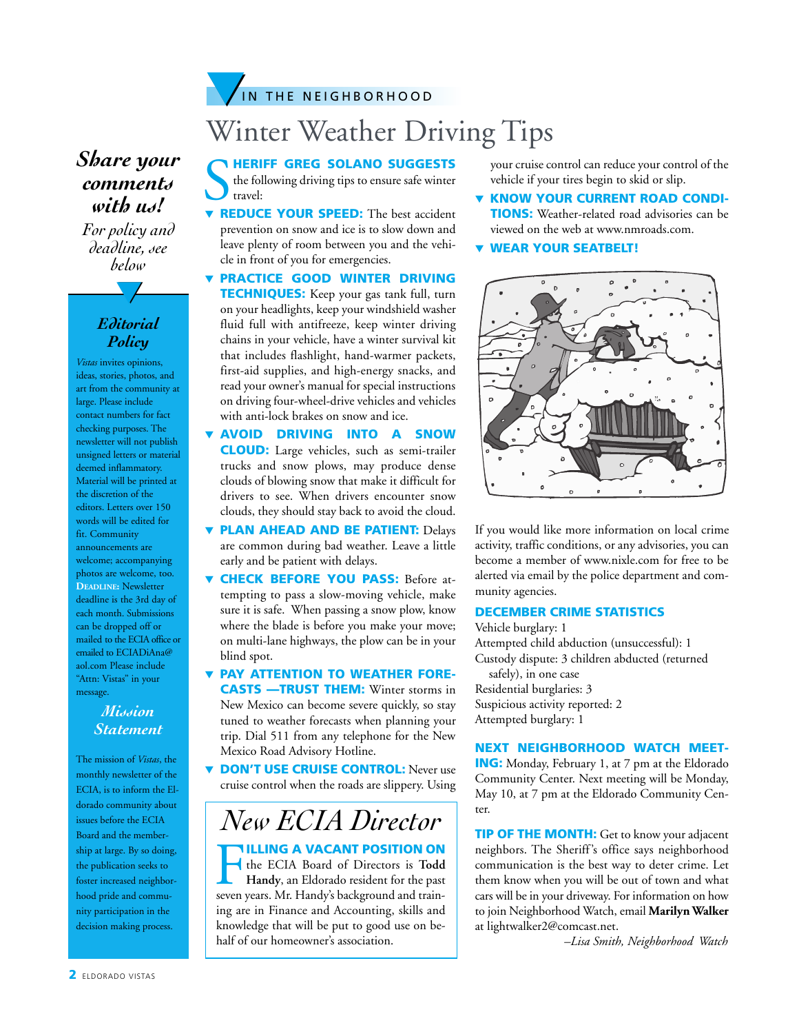IN THE NEIGHBORHOOD

# Winter Weather Driving Tips

**SHERIFF GREG SOLANO SUGGESTS** the following driving tips to ensure safe winter travel:

- **REDUCE YOUR SPEED:** The best accident prevention on snow and ice is to slow down and leave plenty of room between you and the vehicle in front of you for emergencies.
- **PRACTICE GOOD WINTER DRIVING TECHNIQUES:** Keep your gas tank full, turn on your headlights, keep your windshield washer fluid full with antifreeze, keep winter driving chains in your vehicle, have a winter survival kit that includes flashlight, hand-warmer packets, first-aid supplies, and high-energy snacks, and read your owner's manual for special instructions on driving four-wheel-drive vehicles and vehicles with anti-lock brakes on snow and ice.
- **AVOID DRIVING INTO A SNOW CLOUD:** Large vehicles, such as semi-trailer trucks and snow plows, may produce dense clouds of blowing snow that make it difficult for drivers to see. When drivers encounter snow clouds, they should stay back to avoid the cloud.
- **PLAN AHEAD AND BE PATIENT:** Delays are common during bad weather. Leave a little early and be patient with delays.
- **CHECK BEFORE YOU PASS:** Before attempting to pass a slow-moving vehicle, make sure it is safe. When passing a snow plow, know where the blade is before you make your move; on multi-lane highways, the plow can be in your blind spot.
- **PAY ATTENTION TO WEATHER FORECASTS —TRUST THEM:** Winter storms in New Mexico can become severe quickly, so stay tuned to weather forecasts when planning your trip. Dial 511 from any telephone for the New Mexico Road Advisory Hotline.
- **DON'T USE CRUISE CONTROL:** Never use cruise control when the roads are slippery. Using your cruise control can reduce your control of the vehicle if your tires begin to skid or slip.
- **KNOW YOUR CURRENT ROAD CONDITIONS:** Weather-related road advisories can be viewed on the web at www.nmroads.com.
- **WEAR YOUR SEATBELT!**

If you would like more information on local crime activity, traffic conditions, or any advisories, you can become a member of www.nixle.com for free to be alerted via email by the police department and community agencies.

### DECEMBER CRIME STATISTICS

Vehicle burglary: 1
Attempted child abduction (unsuccessful): 1
Custody dispute: 3 children abducted (returned safely), in one case
Residential burglaries: 3
Suspicious activity reported: 2
Attempted burglary: 1

**NEXT NEIGHBORHOOD WATCH MEETING:** Monday, February 1, at 7 pm at the Eldorado Community Center. Next meeting will be Monday, May 10, at 7 pm at the Eldorado Community Center.

**TIP OF THE MONTH:** Get to know your adjacent neighbors. The Sheriff's office says neighborhood communication is the best way to deter crime. Let them know when you will be out of town and what cars will be in your driveway. For information on how to join Neighborhood Watch, email **Marilyn Walker** at lightwalker2@comcast.net.

*–Lisa Smith, Neighborhood Watch*

## New ECIA Director

**FILLING A VACANT POSITION ON** the ECIA Board of Directors is **Todd Handy**, an Eldorado resident for the past seven years. Mr. Handy's background and training are in Finance and Accounting, skills and knowledge that will be put to good use on behalf of our homeowner's association.

---

***Share your comments with us!***

*For policy and deadline, see below*

### Editorial Policy

*Vistas* invites opinions, ideas, stories, photos, and art from the community at large. Please include contact numbers for fact checking purposes. The newsletter will not publish unsigned letters or material deemed inflammatory. Material will be printed at the discretion of the editors. Letters over 150 words will be edited for fit. Community announcements are welcome; accompanying photos are welcome, too. **DEADLINE:** Newsletter deadline is the 3rd day of each month. Submissions can be dropped off or mailed to the ECIA office or emailed to ECIADiAna@aol.com Please include "Attn: Vistas" in your message.

### Mission Statement

The mission of *Vistas*, the monthly newsletter of the ECIA, is to inform the Eldorado community about issues before the ECIA Board and the membership at large. By so doing, the publication seeks to foster increased neighborhood pride and community participation in the decision making process.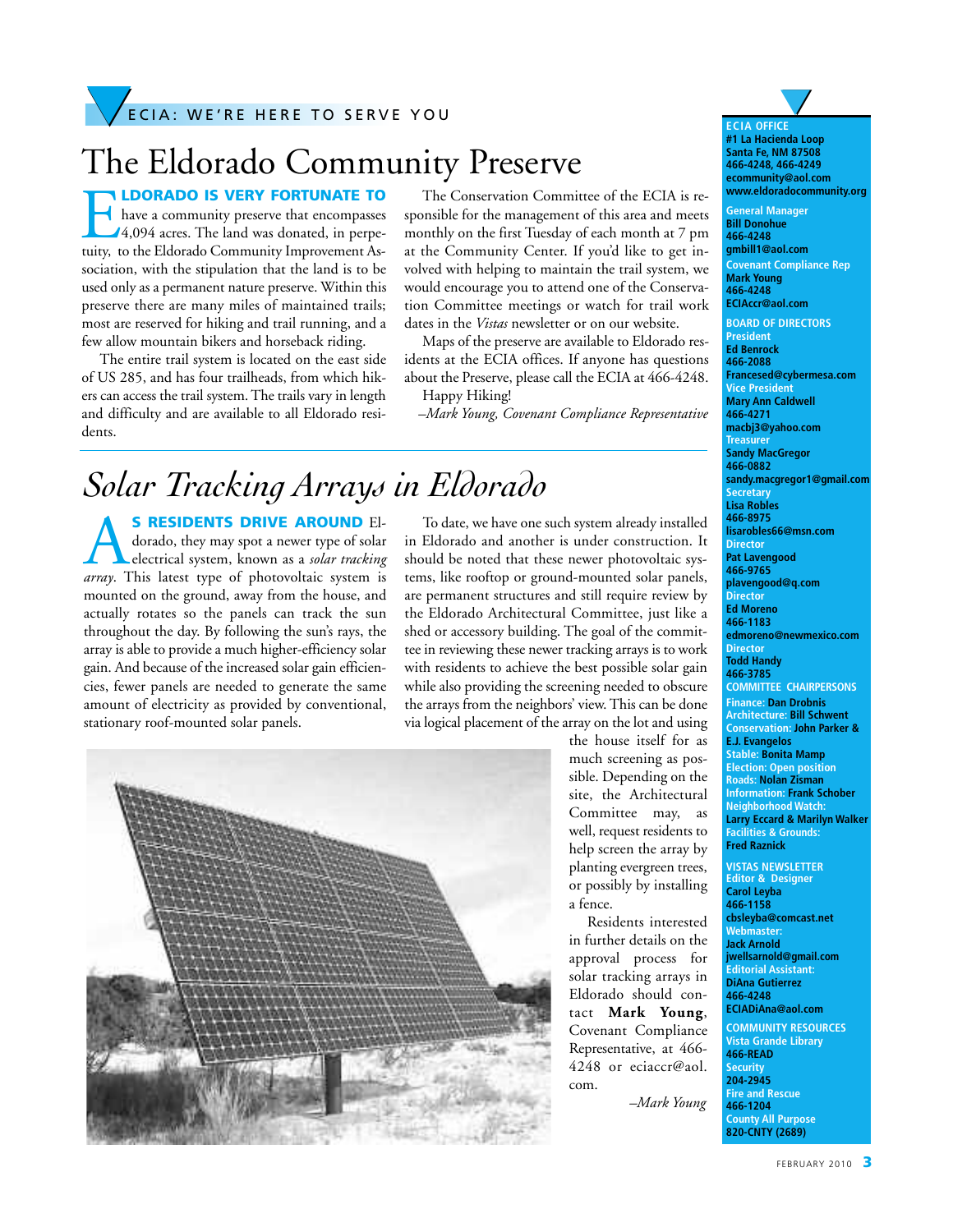ECIA: WE'RE HERE TO SERVE YOU

# The Eldorado Community Preserve

**ELDORADO IS VERY FORTUNATE TO** have a community preserve that encompasses 4,094 acres. The land was donated, in perpetuity, to the Eldorado Community Improvement Association, with the stipulation that the land is to be used only as a permanent nature preserve. Within this preserve there are many miles of maintained trails; most are reserved for hiking and trail running, and a few allow mountain bikers and horseback riding.

The entire trail system is located on the east side of US 285, and has four trailheads, from which hikers can access the trail system. The trails vary in length and difficulty and are available to all Eldorado residents.

The Conservation Committee of the ECIA is responsible for the management of this area and meets monthly on the first Tuesday of each month at 7 pm at the Community Center. If you'd like to get involved with helping to maintain the trail system, we would encourage you to attend one of the Conservation Committee meetings or watch for trail work dates in the *Vistas* newsletter or on our website.

Maps of the preserve are available to Eldorado residents at the ECIA offices. If anyone has questions about the Preserve, please call the ECIA at 466-4248.

Happy Hiking!

*–Mark Young, Covenant Compliance Representative*

# *Solar Tracking Arrays in Eldorado*

**AS RESIDENTS DRIVE AROUND** Eldorado, they may spot a newer type of solar electrical system, known as a *solar tracking array*. This latest type of photovoltaic system is mounted on the ground, away from the house, and actually rotates so the panels can track the sun throughout the day. By following the sun's rays, the array is able to provide a much higher-efficiency solar gain. And because of the increased solar gain efficiencies, fewer panels are needed to generate the same amount of electricity as provided by conventional, stationary roof-mounted solar panels.

To date, we have one such system already installed in Eldorado and another is under construction. It should be noted that these newer photovoltaic systems, like rooftop or ground-mounted solar panels, are permanent structures and still require review by the Eldorado Architectural Committee, just like a shed or accessory building. The goal of the committee in reviewing these newer tracking arrays is to work with residents to achieve the best possible solar gain while also providing the screening needed to obscure the arrays from the neighbors' view. This can be done via logical placement of the array on the lot and using the house itself for as much screening as possible. Depending on the site, the Architectural Committee may, as well, request residents to help screen the array by planting evergreen trees, or possibly by installing a fence.

Residents interested in further details on the approval process for solar tracking arrays in Eldorado should contact **Mark Young**, Covenant Compliance Representative, at 466-4248 or eciaccr@aol.com.

*–Mark Young*

**ECIA OFFICE**
#1 La Hacienda Loop
Santa Fe, NM 87508
466-4248, 466-4249
ecommunity@aol.com
www.eldoradocommunity.org

**General Manager**
Bill Donohue
466-4248
gmbill1@aol.com

**Covenant Compliance Rep**
Mark Young
466-4248
ECIAccr@aol.com

**BOARD OF DIRECTORS**

**President**
Ed Benrock
466-2088
Francesed@cybermesa.com

**Vice President**
Mary Ann Caldwell
466-4271
macbj3@yahoo.com

**Treasurer**
Sandy MacGregor
466-0882
sandy.macgregor1@gmail.com

**Secretary**
Lisa Robles
466-8975
lisarobles66@msn.com

**Director**
Pat Lavengood
466-9765
plavengood@q.com

**Director**
Ed Moreno
466-1183
edmoreno@newmexico.com

**Director**
Todd Handy
466-3785

**COMMITTEE CHAIRPERSONS**

Finance: Dan Drobnis
Architecture: Bill Schwent
Conservation: John Parker & E.J. Evangelos
Stable: Bonita Mamp
Election: Open position
Roads: Nolan Zisman
Information: Frank Schober
Neighborhood Watch: Larry Eccard & Marilyn Walker
Facilities & Grounds: Fred Raznick

**VISTAS NEWSLETTER**

**Editor & Designer**
Carol Leyba
466-1158
cbsleyba@comcast.net

**Webmaster:**
Jack Arnold
jwellsarnold@gmail.com

**Editorial Assistant:**
DiAna Gutierrez
466-4248
ECIADiAna@aol.com

**COMMUNITY RESOURCES**

Vista Grande Library
466-READ

Security
204-2945

Fire and Rescue
466-1204

County All Purpose
820-CNTY (2689)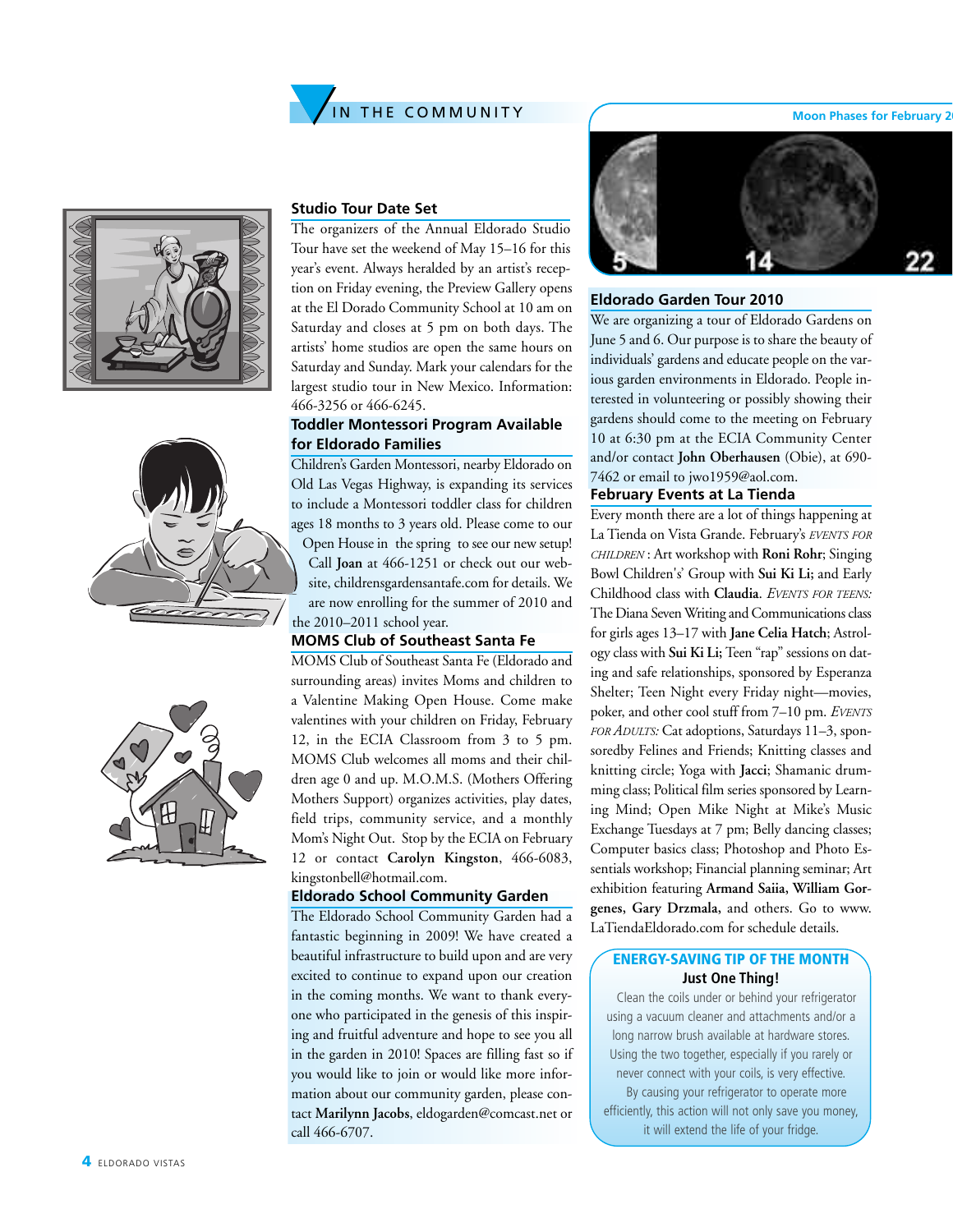## IN THE COMMUNITY

### Studio Tour Date Set

The organizers of the Annual Eldorado Studio Tour have set the weekend of May 15–16 for this year's event. Always heralded by an artist's reception on Friday evening, the Preview Gallery opens at the El Dorado Community School at 10 am on Saturday and closes at 5 pm on both days. The artists' home studios are open the same hours on Saturday and Sunday. Mark your calendars for the largest studio tour in New Mexico. Information: 466-3256 or 466-6245.

### Toddler Montessori Program Available for Eldorado Families

Children's Garden Montessori, nearby Eldorado on Old Las Vegas Highway, is expanding its services to include a Montessori toddler class for children ages 18 months to 3 years old. Please come to our Open House in the spring to see our new setup! Call **Joan** at 466-1251 or check out our website, childrensgardensantafe.com for details. We are now enrolling for the summer of 2010 and the 2010–2011 school year.

### MOMS Club of Southeast Santa Fe

MOMS Club of Southeast Santa Fe (Eldorado and surrounding areas) invites Moms and children to a Valentine Making Open House. Come make valentines with your children on Friday, February 12, in the ECIA Classroom from 3 to 5 pm. MOMS Club welcomes all moms and their children age 0 and up. M.O.M.S. (Mothers Offering Mothers Support) organizes activities, play dates, field trips, community service, and a monthly Mom's Night Out. Stop by the ECIA on February 12 or contact **Carolyn Kingston**, 466-6083, kingstonbell@hotmail.com.

### Eldorado School Community Garden

The Eldorado School Community Garden had a fantastic beginning in 2009! We have created a beautiful infrastructure to build upon and are very excited to continue to expand upon our creation in the coming months. We want to thank everyone who participated in the genesis of this inspiring and fruitful adventure and hope to see you all in the garden in 2010! Spaces are filling fast so if you would like to join or would like more information about our community garden, please contact **Marilynn Jacobs**, eldogarden@comcast.net or call 466-6707.

### Moon Phases for February 2

5 14 22

### Eldorado Garden Tour 2010

We are organizing a tour of Eldorado Gardens on June 5 and 6. Our purpose is to share the beauty of individuals' gardens and educate people on the various garden environments in Eldorado. People interested in volunteering or possibly showing their gardens should come to the meeting on February 10 at 6:30 pm at the ECIA Community Center and/or contact **John Oberhausen** (Obie), at 690-7462 or email to jwo1959@aol.com.

### February Events at La Tienda

Every month there are a lot of things happening at La Tienda on Vista Grande. February's *EVENTS FOR CHILDREN*: Art workshop with **Roni Rohr**; Singing Bowl Children's' Group with **Sui Ki Li;** and Early Childhood class with **Claudia**. *EVENTS FOR TEENS:* The Diana Seven Writing and Communications class for girls ages 13–17 with **Jane Celia Hatch**; Astrology class with **Sui Ki Li;** Teen "rap" sessions on dating and safe relationships, sponsored by Esperanza Shelter; Teen Night every Friday night—movies, poker, and other cool stuff from 7–10 pm. *EVENTS FOR ADULTS:* Cat adoptions, Saturdays 11–3, sponsoredby Felines and Friends; Knitting classes and knitting circle; Yoga with **Jacci**; Shamanic drumming class; Political film series sponsored by Learning Mind; Open Mike Night at Mike's Music Exchange Tuesdays at 7 pm; Belly dancing classes; Computer basics class; Photoshop and Photo Essentials workshop; Financial planning seminar; Art exhibition featuring **Armand Saiia, William Gorgenes, Gary Drzmala,** and others. Go to www.LaTiendaEldorado.com for schedule details.

### ENERGY-SAVING TIP OF THE MONTH

**Just One Thing!**

Clean the coils under or behind your refrigerator using a vacuum cleaner and attachments and/or a long narrow brush available at hardware stores. Using the two together, especially if you rarely or never connect with your coils, is very effective.

By causing your refrigerator to operate more efficiently, this action will not only save you money, it will extend the life of your fridge.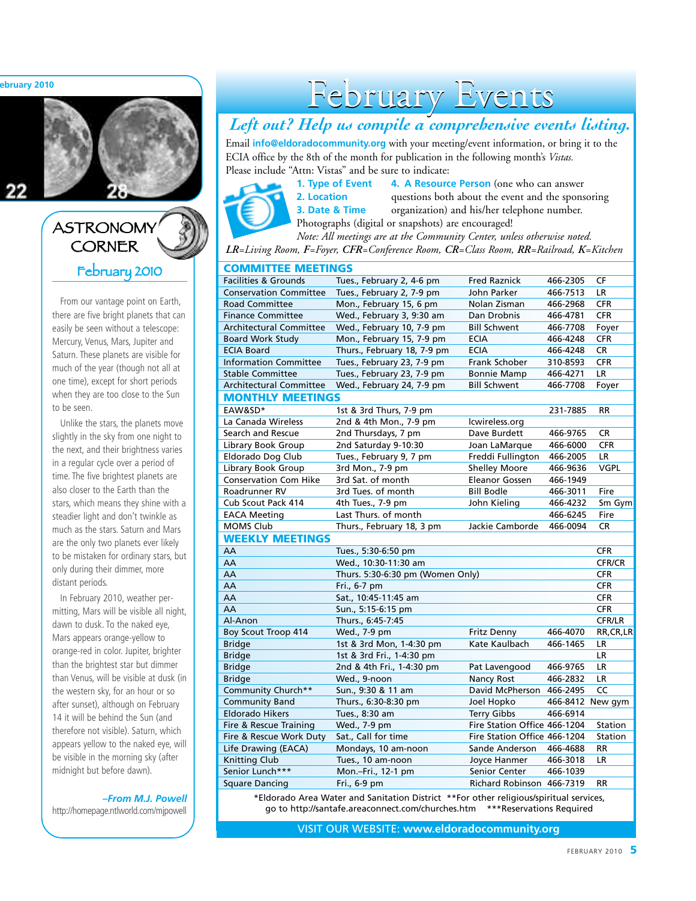## ASTRONOMY CORNER

### February 2010

From our vantage point on Earth, there are five bright planets that can easily be seen without a telescope: Mercury, Venus, Mars, Jupiter and Saturn. These planets are visible for much of the year (though not all at one time), except for short periods when they are too close to the Sun to be seen.

Unlike the stars, the planets move slightly in the sky from one night to the next, and their brightness varies in a regular cycle over a period of time. The five brightest planets are also closer to the Earth than the stars, which means they shine with a steadier light and don't twinkle as much as the stars. Saturn and Mars are the only two planets ever likely to be mistaken for ordinary stars, but only during their dimmer, more distant periods.

In February 2010, weather permitting, Mars will be visible all night, dawn to dusk. To the naked eye, Mars appears orange-yellow to orange-red in color. Jupiter, brighter than the brightest star but dimmer than Venus, will be visible at dusk (in the western sky, for an hour or so after sunset), although on February 14 it will be behind the Sun (and therefore not visible). Saturn, which appears yellow to the naked eye, will be visible in the morning sky (after midnight but before dawn).

*–From M.J. Powell*
http://homepage.ntlworld.com/mjpowell

# February Events

## *Left out? Help us compile a comprehensive events listing.*

Email **info@eldoradocommunity.org** with your meeting/event information, or bring it to the ECIA office by the 8th of the month for publication in the following month's *Vistas.* Please include "Attn: Vistas" and be sure to indicate:

1. Type of Event
2. Location
3. Date & Time
4. A Resource Person (one who can answer questions both about the event and the sponsoring organization) and his/her telephone number.

Photographs (digital or snapshots) are encouraged!

*Note: All meetings are at the Community Center, unless otherwise noted.*

***LR****=Living Room,* ***F****=Foyer,* ***CFR****=Conference Room,* ***CR****=Class Room,* ***RR****=Railroad,* ***K****=Kitchen*

### COMMITTEE MEETINGS

| Event | Date & Time | Contact | Phone | Location |
|---|---|---|---|---|
| Facilities & Grounds | Tues., February 2, 4-6 pm | Fred Raznick | 466-2305 | CF |
| Conservation Committee | Tues., February 2, 7-9 pm | John Parker | 466-7513 | LR |
| Road Committee | Mon., February 15, 6 pm | Nolan Zisman | 466-2968 | CFR |
| Finance Committee | Wed., February 3, 9:30 am | Dan Drobnis | 466-4781 | CFR |
| Architectural Committee | Wed., February 10, 7-9 pm | Bill Schwent | 466-7708 | Foyer |
| Board Work Study | Mon., February 15, 7-9 pm | ECIA | 466-4248 | CFR |
| ECIA Board | Thurs., February 18, 7-9 pm | ECIA | 466-4248 | CR |
| Information Committee | Tues., February 23, 7-9 pm | Frank Schober | 310-8593 | CFR |
| Stable Committee | Tues., February 23, 7-9 pm | Bonnie Mamp | 466-4271 | LR |
| Architectural Committee | Wed., February 24, 7-9 pm | Bill Schwent | 466-7708 | Foyer |

### MONTHLY MEETINGS

| Event | Date & Time | Contact | Phone | Location |
|---|---|---|---|---|
| EAW&SD* | 1st & 3rd Thurs, 7-9 pm | | 231-7885 | RR |
| La Canada Wireless | 2nd & 4th Mon., 7-9 pm | lcwireless.org | | |
| Search and Rescue | 2nd Thursdays, 7 pm | Dave Burdett | 466-9765 | CR |
| Library Book Group | 2nd Saturday 9-10:30 | Joan LaMarque | 466-6000 | CFR |
| Eldorado Dog Club | Tues., February 9, 7 pm | Freddi Fullington | 466-2005 | LR |
| Library Book Group | 3rd Mon., 7-9 pm | Shelley Moore | 466-9636 | VGPL |
| Conservation Com Hike | 3rd Sat. of month | Eleanor Gossen | 466-1949 | |
| Roadrunner RV | 3rd Tues. of month | Bill Bodle | 466-3011 | Fire |
| Cub Scout Pack 414 | 4th Tues., 7-9 pm | John Kieling | 466-4232 | Sm Gym |
| EACA Meeting | Last Thurs. of month | | 466-6245 | Fire |
| MOMS Club | Thurs., February 18, 3 pm | Jackie Camborde | 466-0094 | CR |

### WEEKLY MEETINGS

| Event | Date & Time | Contact | Phone | Location |
|---|---|---|---|---|
| AA | Tues., 5:30-6:50 pm | | | CFR |
| AA | Wed., 10:30-11:30 am | | | CFR/CR |
| AA | Thurs. 5:30-6:30 pm (Women Only) | | | CFR |
| AA | Fri., 6-7 pm | | | CFR |
| AA | Sat., 10:45-11:45 am | | | CFR |
| AA | Sun., 5:15-6:15 pm | | | CFR |
| Al-Anon | Thurs., 6:45-7:45 | | | CFR/LR |
| Boy Scout Troop 414 | Wed., 7-9 pm | Fritz Denny | 466-4070 | RR,CR,LR |
| Bridge | 1st & 3rd Mon, 1-4:30 pm | Kate Kaulbach | 466-1465 | LR |
| Bridge | 1st & 3rd Fri., 1-4:30 pm | | | LR |
| Bridge | 2nd & 4th Fri., 1-4:30 pm | Pat Lavengood | 466-9765 | LR |
| Bridge | Wed., 9-noon | Nancy Rost | 466-2832 | LR |
| Community Church** | Sun., 9:30 & 11 am | David McPherson | 466-2495 | CC |
| Community Band | Thurs., 6:30-8:30 pm | Joel Hopko | 466-8412 | New gym |
| Eldorado Hikers | Tues., 8:30 am | Terry Gibbs | 466-6914 | |
| Fire & Rescue Training | Wed., 7-9 pm | Fire Station Office | 466-1204 | Station |
| Fire & Rescue Work Duty | Sat., Call for time | Fire Station Office | 466-1204 | Station |
| Life Drawing (EACA) | Mondays, 10 am-noon | Sande Anderson | 466-4688 | RR |
| Knitting Club | Tues., 10 am-noon | Joyce Hanmer | 466-3018 | LR |
| Senior Lunch*** | Mon.–Fri., 12-1 pm | Senior Center | 466-1039 | |
| Square Dancing | Fri., 6-9 pm | Richard Robinson | 466-7319 | RR |

*Eldorado Area Water and Sanitation District **For other religious/spiritual services, go to http://santafe.areaconnect.com/churches.htm ***Reservations Required

VISIT OUR WEBSITE: **www.eldoradocommunity.org**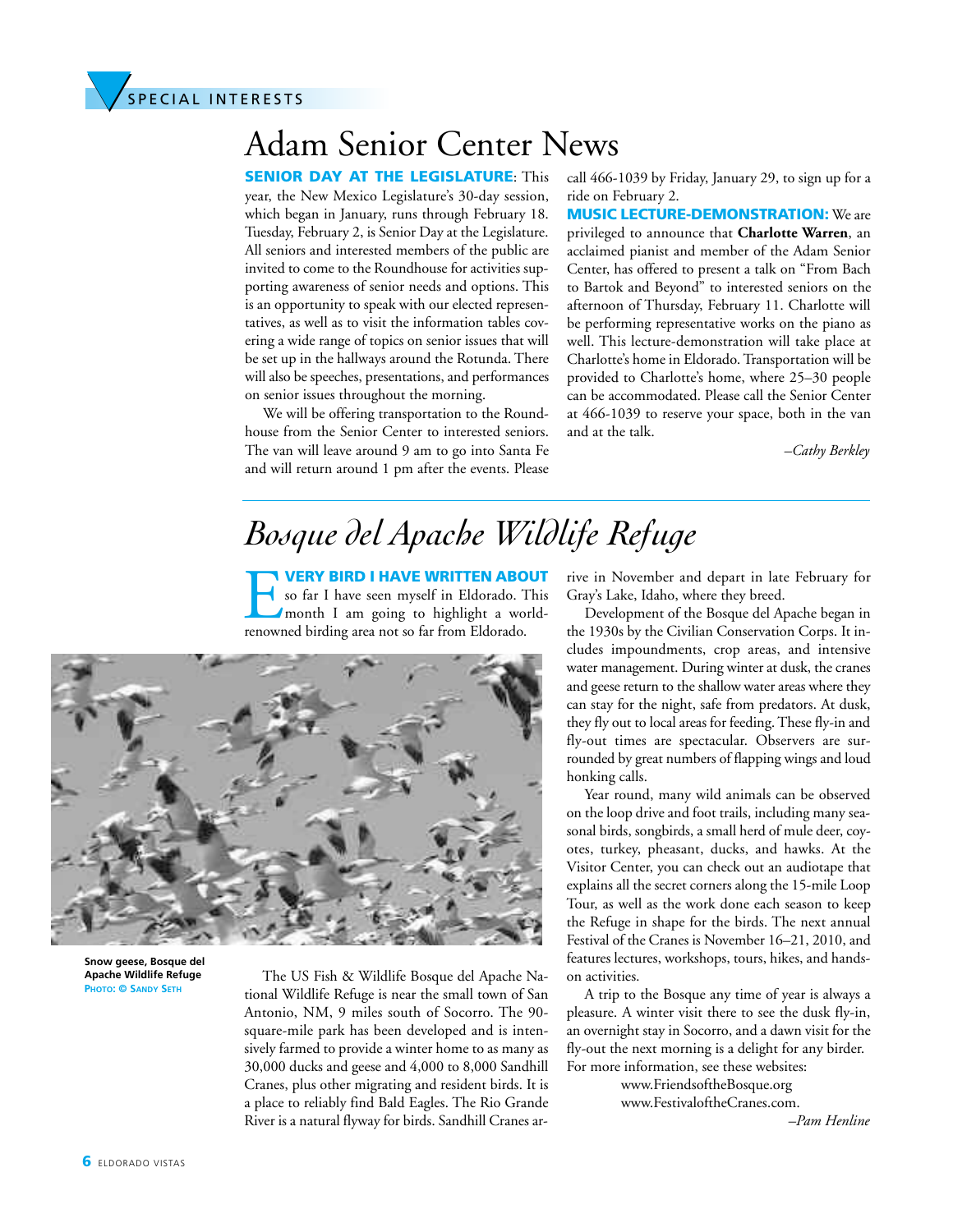SPECIAL INTERESTS

# Adam Senior Center News

**SENIOR DAY AT THE LEGISLATURE**: This year, the New Mexico Legislature's 30-day session, which began in January, runs through February 18. Tuesday, February 2, is Senior Day at the Legislature. All seniors and interested members of the public are invited to come to the Roundhouse for activities supporting awareness of senior needs and options. This is an opportunity to speak with our elected representatives, as well as to visit the information tables covering a wide range of topics on senior issues that will be set up in the hallways around the Rotunda. There will also be speeches, presentations, and performances on senior issues throughout the morning.

We will be offering transportation to the Roundhouse from the Senior Center to interested seniors. The van will leave around 9 am to go into Santa Fe and will return around 1 pm after the events. Please call 466-1039 by Friday, January 29, to sign up for a ride on February 2.

**MUSIC LECTURE-DEMONSTRATION:** We are privileged to announce that **Charlotte Warren**, an acclaimed pianist and member of the Adam Senior Center, has offered to present a talk on "From Bach to Bartok and Beyond" to interested seniors on the afternoon of Thursday, February 11. Charlotte will be performing representative works on the piano as well. This lecture-demonstration will take place at Charlotte's home in Eldorado. Transportation will be provided to Charlotte's home, where 25–30 people can be accommodated. Please call the Senior Center at 466-1039 to reserve your space, both in the van and at the talk.

*–Cathy Berkley*

# *Bosque del Apache Wildlife Refuge*

**EVERY BIRD I HAVE WRITTEN ABOUT** so far I have seen myself in Eldorado. This month I am going to highlight a world-renowned birding area not so far from Eldorado.

**Snow geese, Bosque del Apache Wildlife Refuge**
PHOTO: © SANDY SETH

The US Fish & Wildlife Bosque del Apache National Wildlife Refuge is near the small town of San Antonio, NM, 9 miles south of Socorro. The 90-square-mile park has been developed and is intensively farmed to provide a winter home to as many as 30,000 ducks and geese and 4,000 to 8,000 Sandhill Cranes, plus other migrating and resident birds. It is a place to reliably find Bald Eagles. The Rio Grande River is a natural flyway for birds. Sandhill Cranes arrive in November and depart in late February for Gray's Lake, Idaho, where they breed.

Development of the Bosque del Apache began in the 1930s by the Civilian Conservation Corps. It includes impoundments, crop areas, and intensive water management. During winter at dusk, the cranes and geese return to the shallow water areas where they can stay for the night, safe from predators. At dusk, they fly out to local areas for feeding. These fly-in and fly-out times are spectacular. Observers are surrounded by great numbers of flapping wings and loud honking calls.

Year round, many wild animals can be observed on the loop drive and foot trails, including many seasonal birds, songbirds, a small herd of mule deer, coyotes, turkey, pheasant, ducks, and hawks. At the Visitor Center, you can check out an audiotape that explains all the secret corners along the 15-mile Loop Tour, as well as the work done each season to keep the Refuge in shape for the birds. The next annual Festival of the Cranes is November 16–21, 2010, and features lectures, workshops, tours, hikes, and hands-on activities.

A trip to the Bosque any time of year is always a pleasure. A winter visit there to see the dusk fly-in, an overnight stay in Socorro, and a dawn visit for the fly-out the next morning is a delight for any birder. For more information, see these websites:

www.FriendsoftheBosque.org
www.FestivaloftheCranes.com.

*–Pam Henline*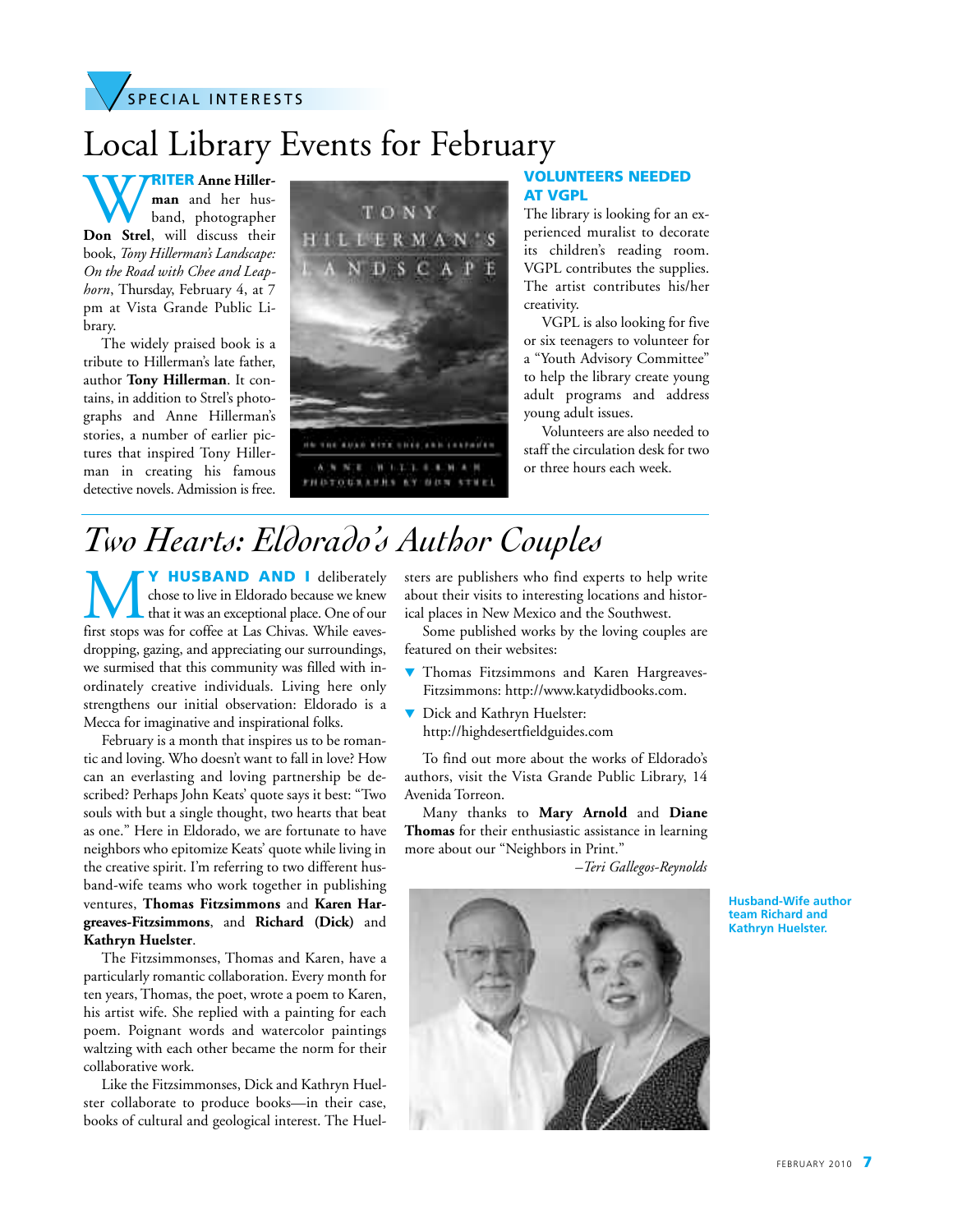SPECIAL INTERESTS

# Local Library Events for February

**WRITER Anne Hillerman** and her husband, photographer **Don Strel**, will discuss their book, *Tony Hillerman's Landscape: On the Road with Chee and Leaphorn*, Thursday, February 4, at 7 pm at Vista Grande Public Library.

The widely praised book is a tribute to Hillerman's late father, author **Tony Hillerman**. It contains, in addition to Strel's photographs and Anne Hillerman's stories, a number of earlier pictures that inspired Tony Hillerman in creating his famous detective novels. Admission is free.

### VOLUNTEERS NEEDED AT VGPL

The library is looking for an experienced muralist to decorate its children's reading room. VGPL contributes the supplies. The artist contributes his/her creativity.

VGPL is also looking for five or six teenagers to volunteer for a "Youth Advisory Committee" to help the library create young adult programs and address young adult issues.

Volunteers are also needed to staff the circulation desk for two or three hours each week.

# *Two Hearts: Eldorado's Author Couples*

**MY HUSBAND AND I** deliberately chose to live in Eldorado because we knew that it was an exceptional place. One of our first stops was for coffee at Las Chivas. While eavesdropping, gazing, and appreciating our surroundings, we surmised that this community was filled with inordinately creative individuals. Living here only strengthens our initial observation: Eldorado is a Mecca for imaginative and inspirational folks.

February is a month that inspires us to be romantic and loving. Who doesn't want to fall in love? How can an everlasting and loving partnership be described? Perhaps John Keats' quote says it best: "Two souls with but a single thought, two hearts that beat as one." Here in Eldorado, we are fortunate to have neighbors who epitomize Keats' quote while living in the creative spirit. I'm referring to two different husband-wife teams who work together in publishing ventures, **Thomas Fitzsimmons** and **Karen Hargreaves-Fitzsimmons**, and **Richard (Dick)** and **Kathryn Huelster**.

The Fitzsimmonses, Thomas and Karen, have a particularly romantic collaboration. Every month for ten years, Thomas, the poet, wrote a poem to Karen, his artist wife. She replied with a painting for each poem. Poignant words and watercolor paintings waltzing with each other became the norm for their collaborative work.

Like the Fitzsimmonses, Dick and Kathryn Huelster collaborate to produce books—in their case, books of cultural and geological interest. The Huelsters are publishers who find experts to help write about their visits to interesting locations and historical places in New Mexico and the Southwest.

Some published works by the loving couples are featured on their websites:

- Thomas Fitzsimmons and Karen Hargreaves-Fitzsimmons: http://www.katydidbooks.com.
- Dick and Kathryn Huelster: http://highdesertfieldguides.com

To find out more about the works of Eldorado's authors, visit the Vista Grande Public Library, 14 Avenida Torreon.

Many thanks to **Mary Arnold** and **Diane Thomas** for their enthusiastic assistance in learning more about our "Neighbors in Print."

*–Teri Gallegos-Reynolds*

**Husband-Wife author team Richard and Kathryn Huelster.**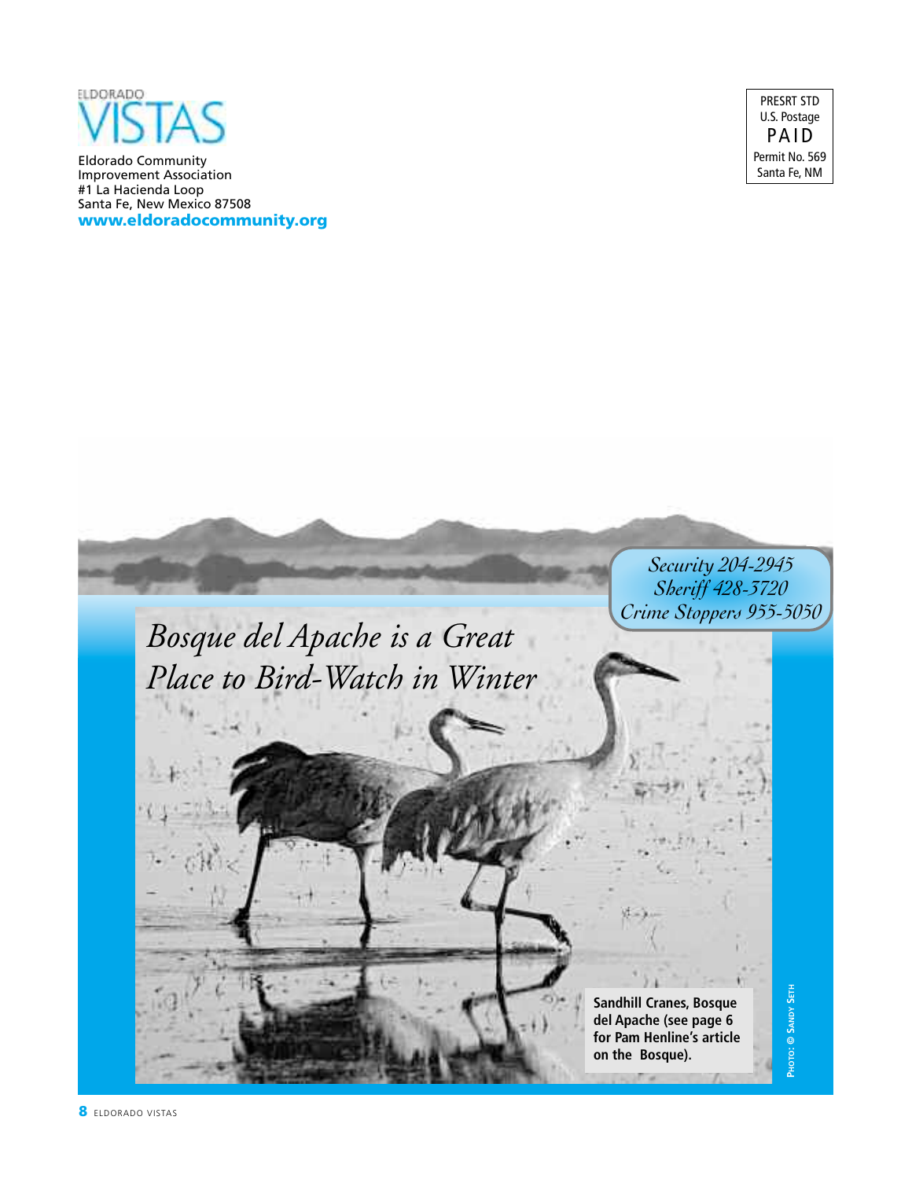ELDORADO

VISTAS

Eldorado Community
Improvement Association
#1 La Hacienda Loop
Santa Fe, New Mexico 87508
www.eldoradocommunity.org

PRESRT STD
U.S. Postage
PAID
Permit No. 569
Santa Fe, NM

*Security 204-2945*
*Sheriff 428-3720*
*Crime Stoppers 955-5050*

# *Bosque del Apache is a Great Place to Bird-Watch in Winter*

**Sandhill Cranes, Bosque del Apache (see page 6 for Pam Henline's article on the Bosque).**

Photo: © Sandy Seth